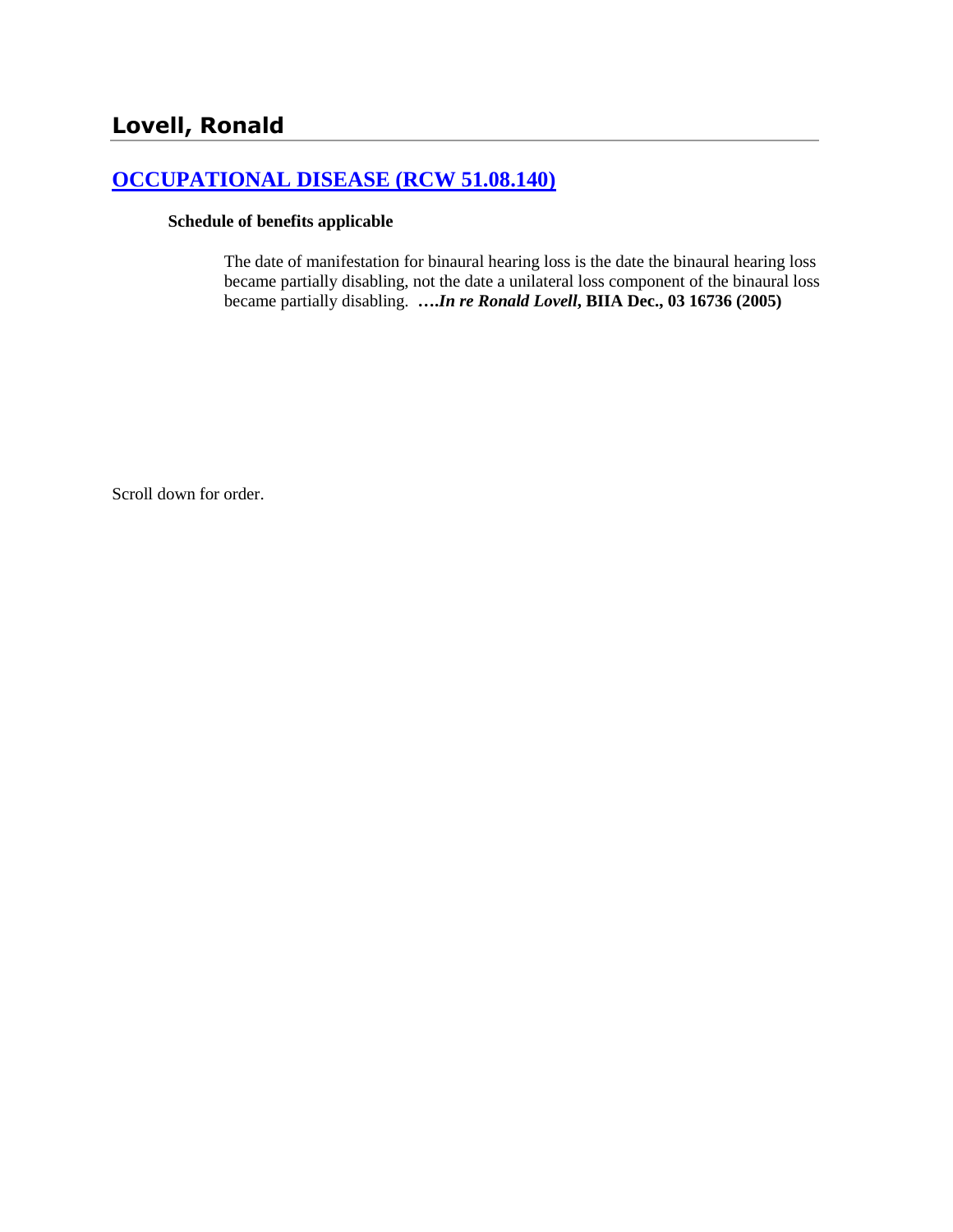## Lovell, Ronald

### [OCCUPATIONAL DISEASE (RCW 51.08.140)]

**Schedule of benefits applicable**

The date of manifestation for binaural hearing loss is the date the binaural hearing loss became partially disabling, not the date a unilateral loss component of the binaural loss became partially disabling. ****….In re Ronald Lovell*, BIIA Dec., 03 16736 (2005)**

Scroll down for order.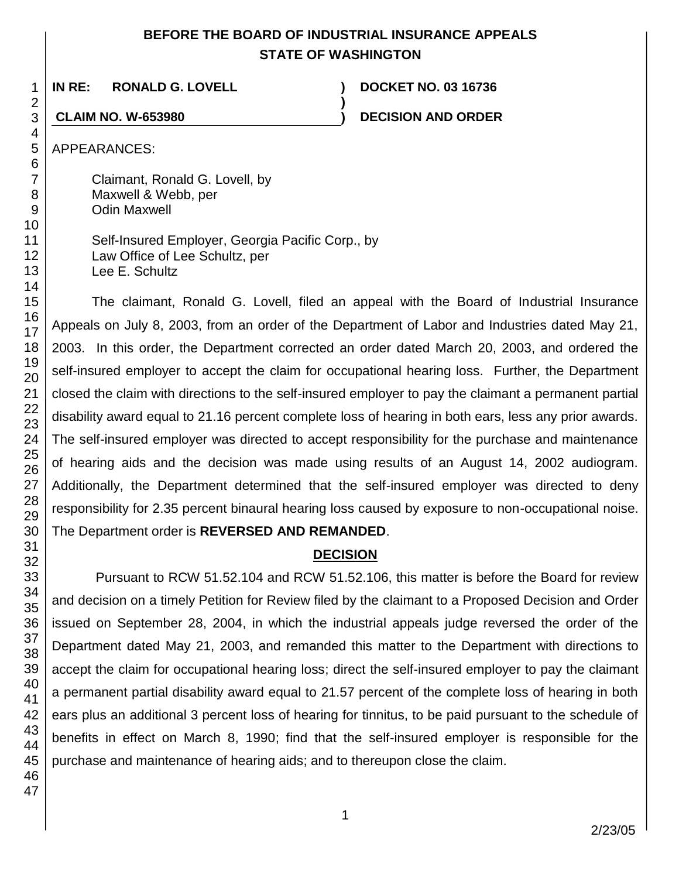# BEFORE THE BOARD OF INDUSTRIAL INSURANCE APPEALS
# STATE OF WASHINGTON

**IN RE: RONALD G. LOVELL** ) **DOCKET NO. 03 16736**

**CLAIM NO. W-653980** ) **DECISION AND ORDER**

APPEARANCES:

Claimant, Ronald G. Lovell, by
Maxwell & Webb, per
Odin Maxwell

Self-Insured Employer, Georgia Pacific Corp., by
Law Office of Lee Schultz, per
Lee E. Schultz

The claimant, Ronald G. Lovell, filed an appeal with the Board of Industrial Insurance Appeals on July 8, 2003, from an order of the Department of Labor and Industries dated May 21, 2003. In this order, the Department corrected an order dated March 20, 2003, and ordered the self-insured employer to accept the claim for occupational hearing loss. Further, the Department closed the claim with directions to the self-insured employer to pay the claimant a permanent partial disability award equal to 21.16 percent complete loss of hearing in both ears, less any prior awards. The self-insured employer was directed to accept responsibility for the purchase and maintenance of hearing aids and the decision was made using results of an August 14, 2002 audiogram. Additionally, the Department determined that the self-insured employer was directed to deny responsibility for 2.35 percent binaural hearing loss caused by exposure to non-occupational noise. The Department order is **REVERSED AND REMANDED**.

## DECISION

Pursuant to RCW 51.52.104 and RCW 51.52.106, this matter is before the Board for review and decision on a timely Petition for Review filed by the claimant to a Proposed Decision and Order issued on September 28, 2004, in which the industrial appeals judge reversed the order of the Department dated May 21, 2003, and remanded this matter to the Department with directions to accept the claim for occupational hearing loss; direct the self-insured employer to pay the claimant a permanent partial disability award equal to 21.57 percent of the complete loss of hearing in both ears plus an additional 3 percent loss of hearing for tinnitus, to be paid pursuant to the schedule of benefits in effect on March 8, 1990; find that the self-insured employer is responsible for the purchase and maintenance of hearing aids; and to thereupon close the claim.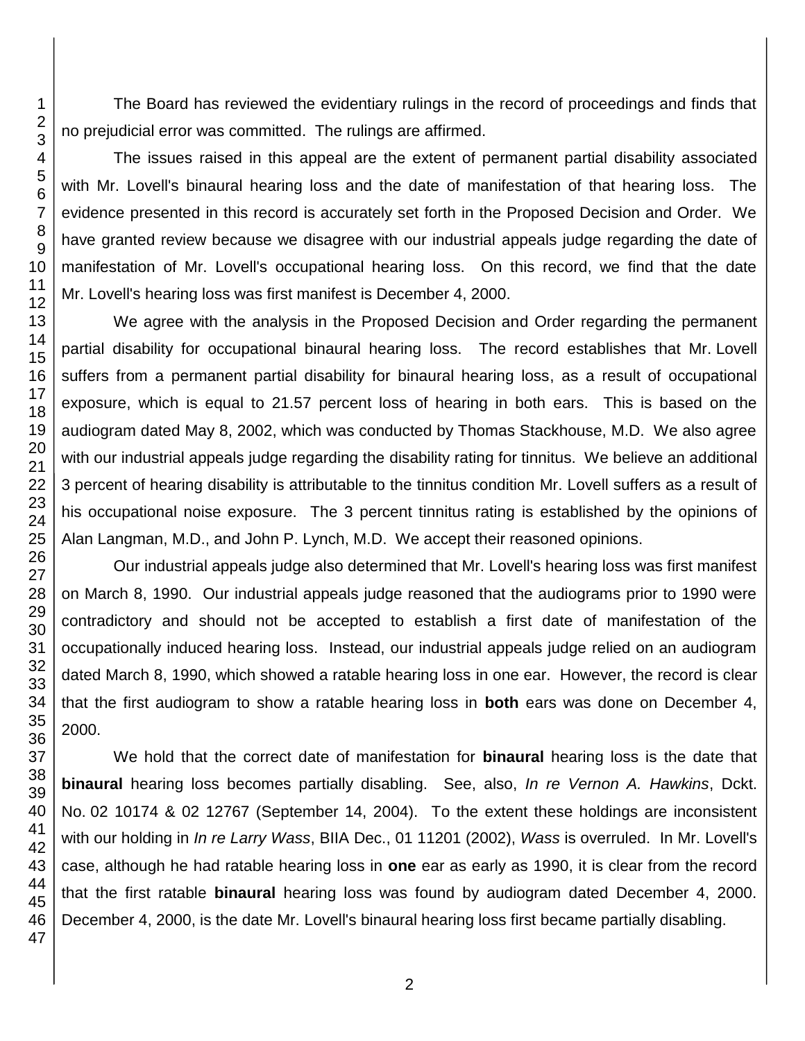The Board has reviewed the evidentiary rulings in the record of proceedings and finds that no prejudicial error was committed. The rulings are affirmed.

The issues raised in this appeal are the extent of permanent partial disability associated with Mr. Lovell's binaural hearing loss and the date of manifestation of that hearing loss. The evidence presented in this record is accurately set forth in the Proposed Decision and Order. We have granted review because we disagree with our industrial appeals judge regarding the date of manifestation of Mr. Lovell's occupational hearing loss. On this record, we find that the date Mr. Lovell's hearing loss was first manifest is December 4, 2000.

We agree with the analysis in the Proposed Decision and Order regarding the permanent partial disability for occupational binaural hearing loss. The record establishes that Mr. Lovell suffers from a permanent partial disability for binaural hearing loss, as a result of occupational exposure, which is equal to 21.57 percent loss of hearing in both ears. This is based on the audiogram dated May 8, 2002, which was conducted by Thomas Stackhouse, M.D. We also agree with our industrial appeals judge regarding the disability rating for tinnitus. We believe an additional 3 percent of hearing disability is attributable to the tinnitus condition Mr. Lovell suffers as a result of his occupational noise exposure. The 3 percent tinnitus rating is established by the opinions of Alan Langman, M.D., and John P. Lynch, M.D. We accept their reasoned opinions.

Our industrial appeals judge also determined that Mr. Lovell's hearing loss was first manifest on March 8, 1990. Our industrial appeals judge reasoned that the audiograms prior to 1990 were contradictory and should not be accepted to establish a first date of manifestation of the occupationally induced hearing loss. Instead, our industrial appeals judge relied on an audiogram dated March 8, 1990, which showed a ratable hearing loss in one ear. However, the record is clear that the first audiogram to show a ratable hearing loss in **both** ears was done on December 4, 2000.

We hold that the correct date of manifestation for **binaural** hearing loss is the date that **binaural** hearing loss becomes partially disabling. See, also, *In re Vernon A. Hawkins*, Dckt. No. 02 10174 & 02 12767 (September 14, 2004). To the extent these holdings are inconsistent with our holding in *In re Larry Wass*, BIIA Dec., 01 11201 (2002), *Wass* is overruled. In Mr. Lovell's case, although he had ratable hearing loss in **one** ear as early as 1990, it is clear from the record that the first ratable **binaural** hearing loss was found by audiogram dated December 4, 2000. December 4, 2000, is the date Mr. Lovell's binaural hearing loss first became partially disabling.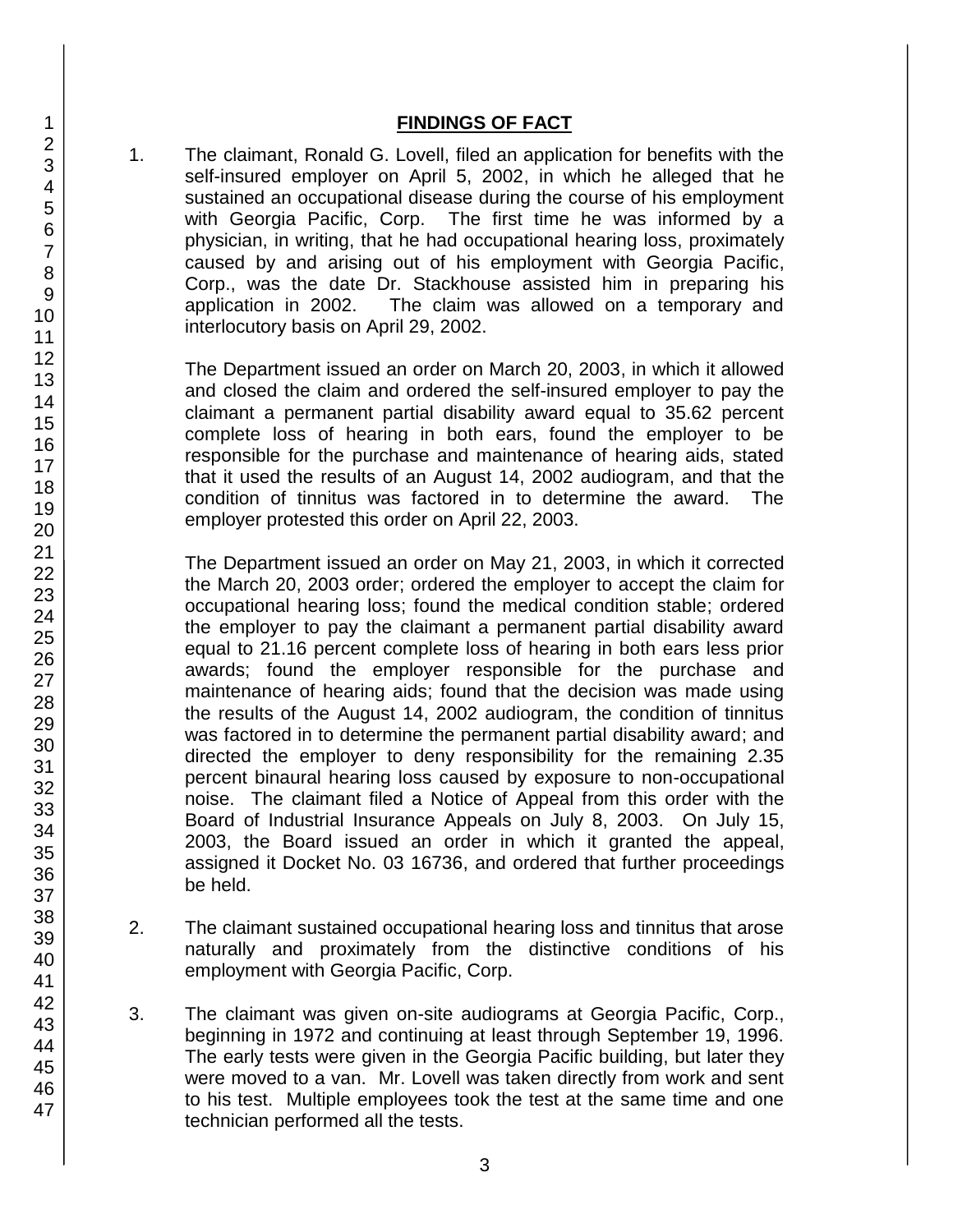## FINDINGS OF FACT

1. The claimant, Ronald G. Lovell, filed an application for benefits with the self-insured employer on April 5, 2002, in which he alleged that he sustained an occupational disease during the course of his employment with Georgia Pacific, Corp. The first time he was informed by a physician, in writing, that he had occupational hearing loss, proximately caused by and arising out of his employment with Georgia Pacific, Corp., was the date Dr. Stackhouse assisted him in preparing his application in 2002. The claim was allowed on a temporary and interlocutory basis on April 29, 2002.

   The Department issued an order on March 20, 2003, in which it allowed and closed the claim and ordered the self-insured employer to pay the claimant a permanent partial disability award equal to 35.62 percent complete loss of hearing in both ears, found the employer to be responsible for the purchase and maintenance of hearing aids, stated that it used the results of an August 14, 2002 audiogram, and that the condition of tinnitus was factored in to determine the award. The employer protested this order on April 22, 2003.

   The Department issued an order on May 21, 2003, in which it corrected the March 20, 2003 order; ordered the employer to accept the claim for occupational hearing loss; found the medical condition stable; ordered the employer to pay the claimant a permanent partial disability award equal to 21.16 percent complete loss of hearing in both ears less prior awards; found the employer responsible for the purchase and maintenance of hearing aids; found that the decision was made using the results of the August 14, 2002 audiogram, the condition of tinnitus was factored in to determine the permanent partial disability award; and directed the employer to deny responsibility for the remaining 2.35 percent binaural hearing loss caused by exposure to non-occupational noise. The claimant filed a Notice of Appeal from this order with the Board of Industrial Insurance Appeals on July 8, 2003. On July 15, 2003, the Board issued an order in which it granted the appeal, assigned it Docket No. 03 16736, and ordered that further proceedings be held.

2. The claimant sustained occupational hearing loss and tinnitus that arose naturally and proximately from the distinctive conditions of his employment with Georgia Pacific, Corp.

3. The claimant was given on-site audiograms at Georgia Pacific, Corp., beginning in 1972 and continuing at least through September 19, 1996. The early tests were given in the Georgia Pacific building, but later they were moved to a van. Mr. Lovell was taken directly from work and sent to his test. Multiple employees took the test at the same time and one technician performed all the tests.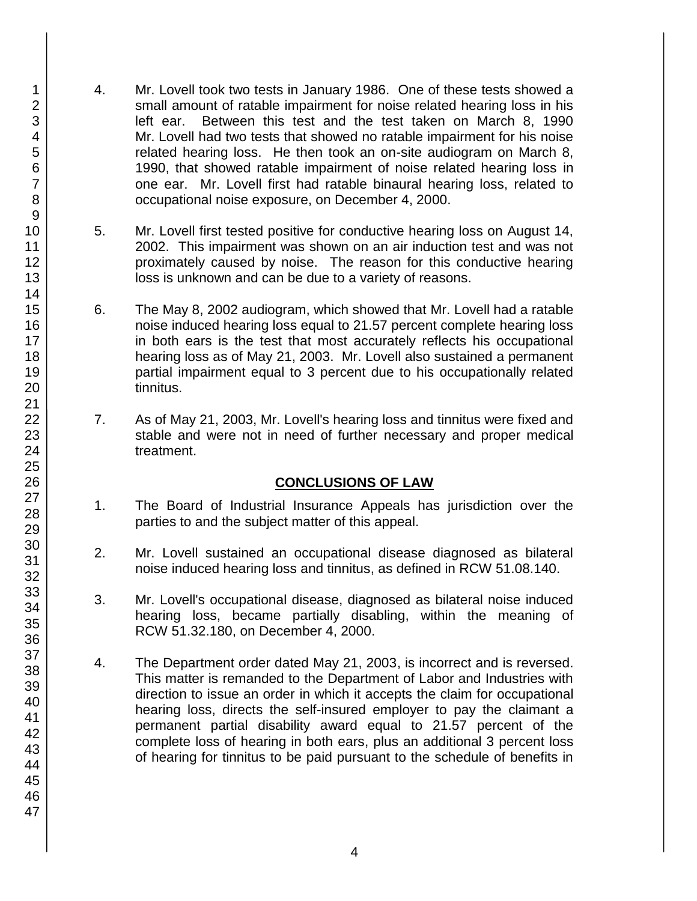4. Mr. Lovell took two tests in January 1986. One of these tests showed a small amount of ratable impairment for noise related hearing loss in his left ear. Between this test and the test taken on March 8, 1990 Mr. Lovell had two tests that showed no ratable impairment for his noise related hearing loss. He then took an on-site audiogram on March 8, 1990, that showed ratable impairment of noise related hearing loss in one ear. Mr. Lovell first had ratable binaural hearing loss, related to occupational noise exposure, on December 4, 2000.

5. Mr. Lovell first tested positive for conductive hearing loss on August 14, 2002. This impairment was shown on an air induction test and was not proximately caused by noise. The reason for this conductive hearing loss is unknown and can be due to a variety of reasons.

6. The May 8, 2002 audiogram, which showed that Mr. Lovell had a ratable noise induced hearing loss equal to 21.57 percent complete hearing loss in both ears is the test that most accurately reflects his occupational hearing loss as of May 21, 2003. Mr. Lovell also sustained a permanent partial impairment equal to 3 percent due to his occupationally related tinnitus.

7. As of May 21, 2003, Mr. Lovell's hearing loss and tinnitus were fixed and stable and were not in need of further necessary and proper medical treatment.

## CONCLUSIONS OF LAW

1. The Board of Industrial Insurance Appeals has jurisdiction over the parties to and the subject matter of this appeal.

2. Mr. Lovell sustained an occupational disease diagnosed as bilateral noise induced hearing loss and tinnitus, as defined in RCW 51.08.140.

3. Mr. Lovell's occupational disease, diagnosed as bilateral noise induced hearing loss, became partially disabling, within the meaning of RCW 51.32.180, on December 4, 2000.

4. The Department order dated May 21, 2003, is incorrect and is reversed. This matter is remanded to the Department of Labor and Industries with direction to issue an order in which it accepts the claim for occupational hearing loss, directs the self-insured employer to pay the claimant a permanent partial disability award equal to 21.57 percent of the complete loss of hearing in both ears, plus an additional 3 percent loss of hearing for tinnitus to be paid pursuant to the schedule of benefits in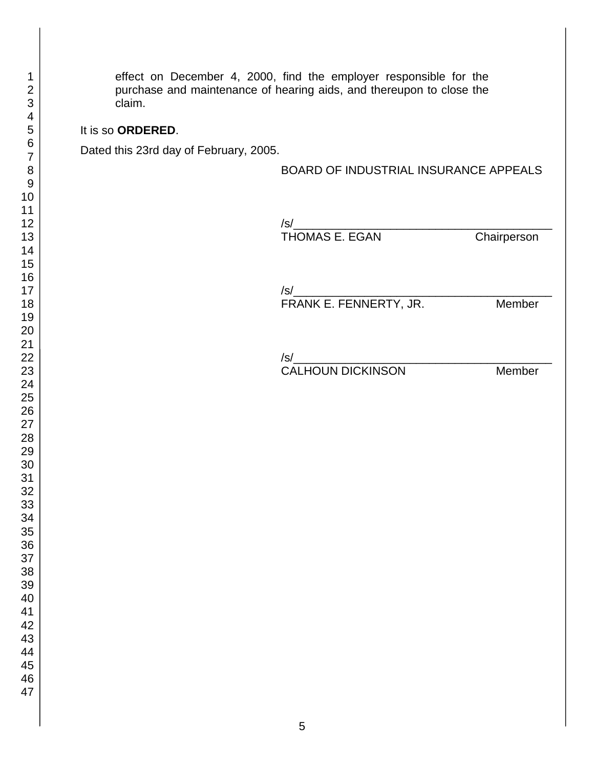effect on December 4, 2000, find the employer responsible for the purchase and maintenance of hearing aids, and thereupon to close the claim.

It is so **ORDERED**.

Dated this 23rd day of February, 2005.

BOARD OF INDUSTRIAL INSURANCE APPEALS

/s/\_\_\_\_\_\_\_\_\_\_\_\_\_\_\_\_\_\_\_\_\_\_\_\_\_\_\_\_\_\_\_\_\_\_\_\_\_\_\_\_
THOMAS E. EGAN Chairperson

/s/\_\_\_\_\_\_\_\_\_\_\_\_\_\_\_\_\_\_\_\_\_\_\_\_\_\_\_\_\_\_\_\_\_\_\_\_\_\_\_\_
FRANK E. FENNERTY, JR. Member

/s/\_\_\_\_\_\_\_\_\_\_\_\_\_\_\_\_\_\_\_\_\_\_\_\_\_\_\_\_\_\_\_\_\_\_\_\_\_\_\_\_
CALHOUN DICKINSON Member